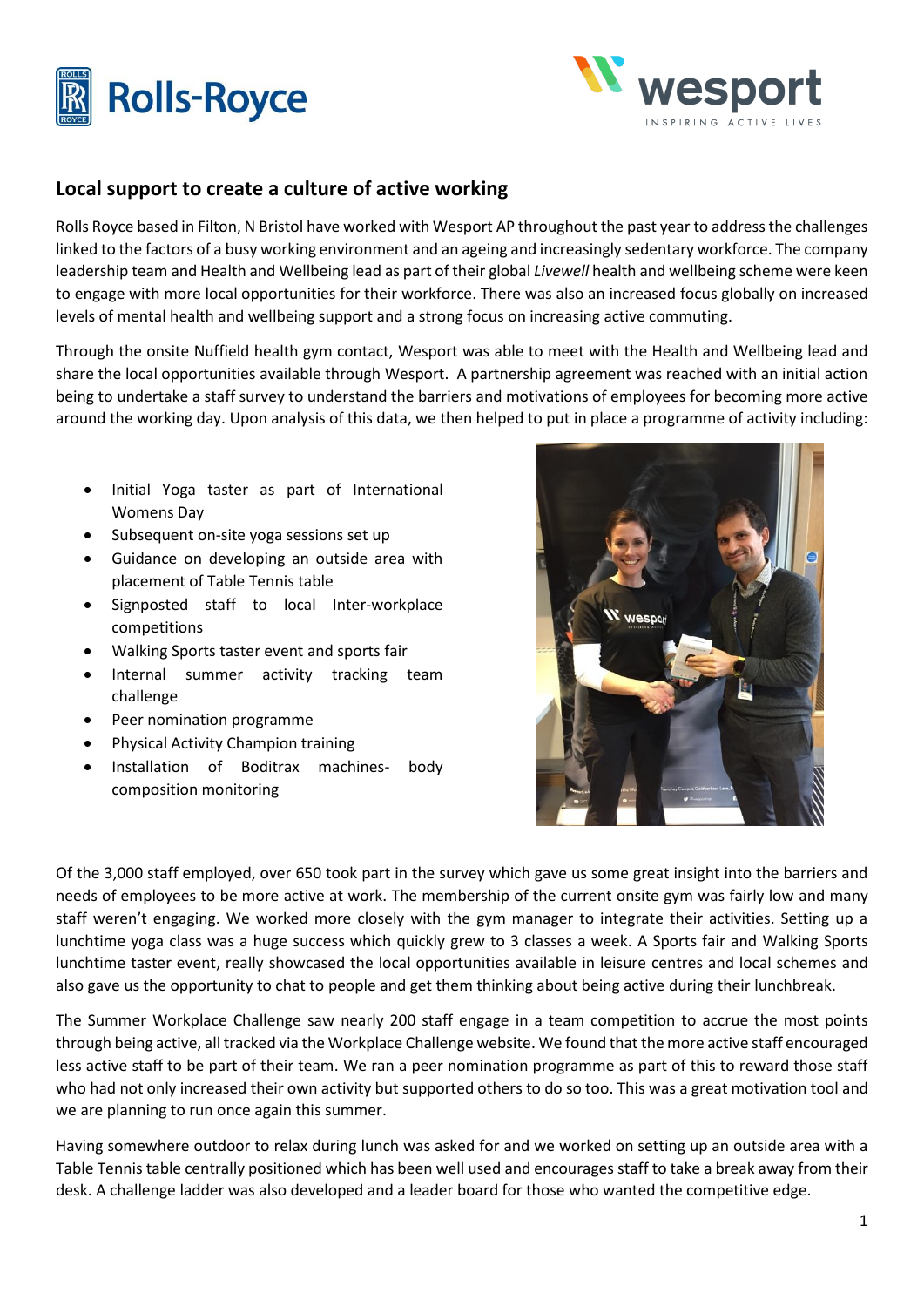## Local support to create a culture of active working

Rolls Royce based in Filton, N Bristol have worked with Wesport AP throughout the past year to address the challenges linked to the factors of a busy working environment and an ageing and increasingly sedentary workforce. The company leadership team and Health and Wellbeing lead as part of their global *Livewell* health and wellbeing scheme were keen to engage with more local opportunities for their workforce. There was also an increased focus globally on increased levels of mental health and wellbeing support and a strong focus on increasing active commuting.

Through the onsite Nuffield health gym contact, Wesport was able to meet with the Health and Wellbeing lead and share the local opportunities available through Wesport. A partnership agreement was reached with an initial action being to undertake a staff survey to understand the barriers and motivations of employees for becoming more active around the working day. Upon analysis of this data, we then helped to put in place a programme of activity including:

- Initial Yoga taster as part of International Womens Day
- Subsequent on-site yoga sessions set up
- Guidance on developing an outside area with placement of Table Tennis table
- Signposted staff to local Inter-workplace competitions
- Walking Sports taster event and sports fair
- Internal summer activity tracking team challenge
- Peer nomination programme
- Physical Activity Champion training
- Installation of Boditrax machines- body composition monitoring

Of the 3,000 staff employed, over 650 took part in the survey which gave us some great insight into the barriers and needs of employees to be more active at work. The membership of the current onsite gym was fairly low and many staff weren't engaging. We worked more closely with the gym manager to integrate their activities. Setting up a lunchtime yoga class was a huge success which quickly grew to 3 classes a week. A Sports fair and Walking Sports lunchtime taster event, really showcased the local opportunities available in leisure centres and local schemes and also gave us the opportunity to chat to people and get them thinking about being active during their lunchbreak.

The Summer Workplace Challenge saw nearly 200 staff engage in a team competition to accrue the most points through being active, all tracked via the Workplace Challenge website. We found that the more active staff encouraged less active staff to be part of their team. We ran a peer nomination programme as part of this to reward those staff who had not only increased their own activity but supported others to do so too. This was a great motivation tool and we are planning to run once again this summer.

Having somewhere outdoor to relax during lunch was asked for and we worked on setting up an outside area with a Table Tennis table centrally positioned which has been well used and encourages staff to take a break away from their desk. A challenge ladder was also developed and a leader board for those who wanted the competitive edge.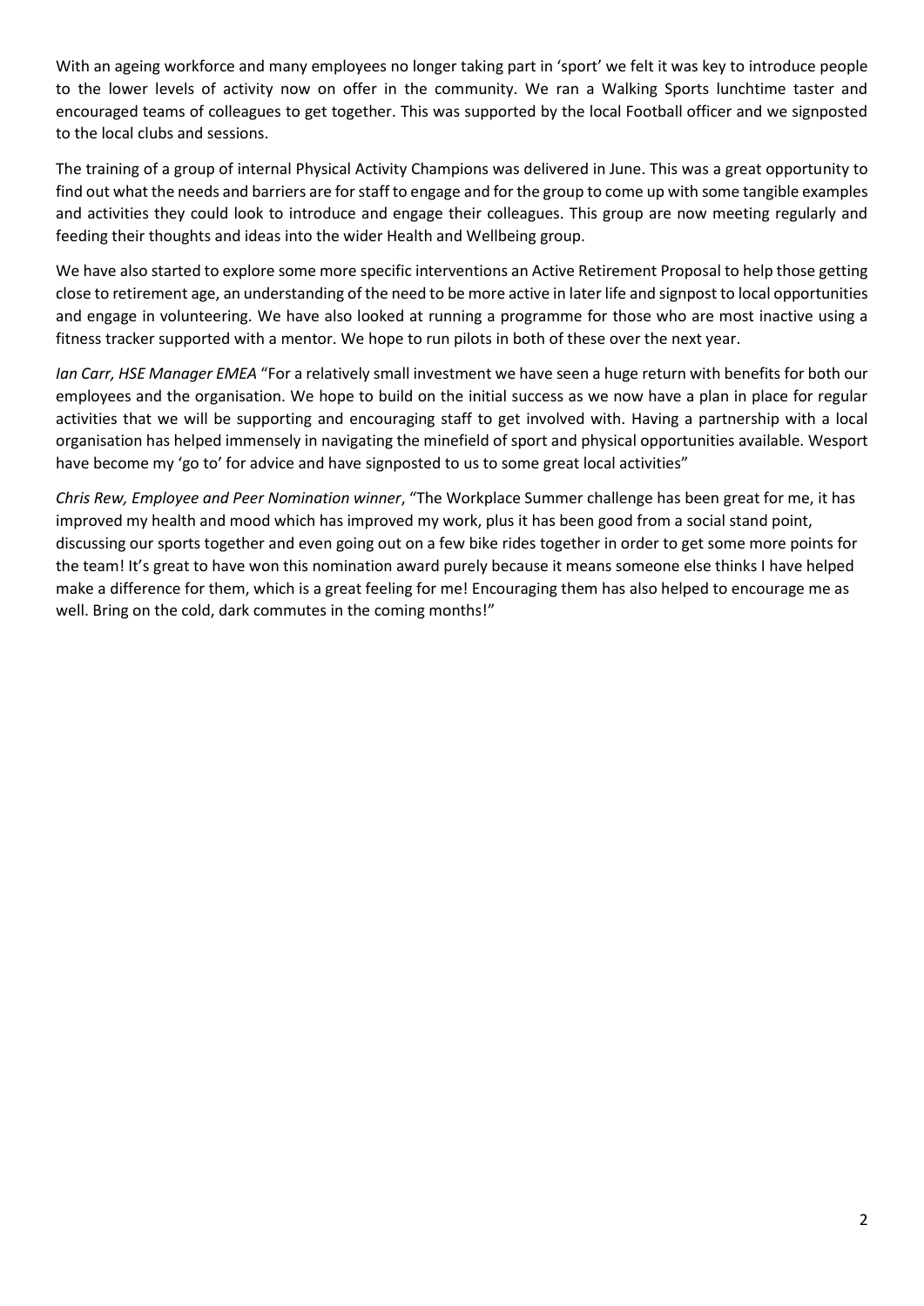With an ageing workforce and many employees no longer taking part in 'sport' we felt it was key to introduce people to the lower levels of activity now on offer in the community. We ran a Walking Sports lunchtime taster and encouraged teams of colleagues to get together. This was supported by the local Football officer and we signposted to the local clubs and sessions.

The training of a group of internal Physical Activity Champions was delivered in June. This was a great opportunity to find out what the needs and barriers are for staff to engage and for the group to come up with some tangible examples and activities they could look to introduce and engage their colleagues. This group are now meeting regularly and feeding their thoughts and ideas into the wider Health and Wellbeing group.

We have also started to explore some more specific interventions an Active Retirement Proposal to help those getting close to retirement age, an understanding of the need to be more active in later life and signpost to local opportunities and engage in volunteering. We have also looked at running a programme for those who are most inactive using a fitness tracker supported with a mentor. We hope to run pilots in both of these over the next year.

*Ian Carr, HSE Manager EMEA* "For a relatively small investment we have seen a huge return with benefits for both our employees and the organisation. We hope to build on the initial success as we now have a plan in place for regular activities that we will be supporting and encouraging staff to get involved with. Having a partnership with a local organisation has helped immensely in navigating the minefield of sport and physical opportunities available. Wesport have become my 'go to' for advice and have signposted to us to some great local activities"

*Chris Rew, Employee and Peer Nomination winner*, "The Workplace Summer challenge has been great for me, it has improved my health and mood which has improved my work, plus it has been good from a social stand point, discussing our sports together and even going out on a few bike rides together in order to get some more points for the team! It's great to have won this nomination award purely because it means someone else thinks I have helped make a difference for them, which is a great feeling for me! Encouraging them has also helped to encourage me as well. Bring on the cold, dark commutes in the coming months!"